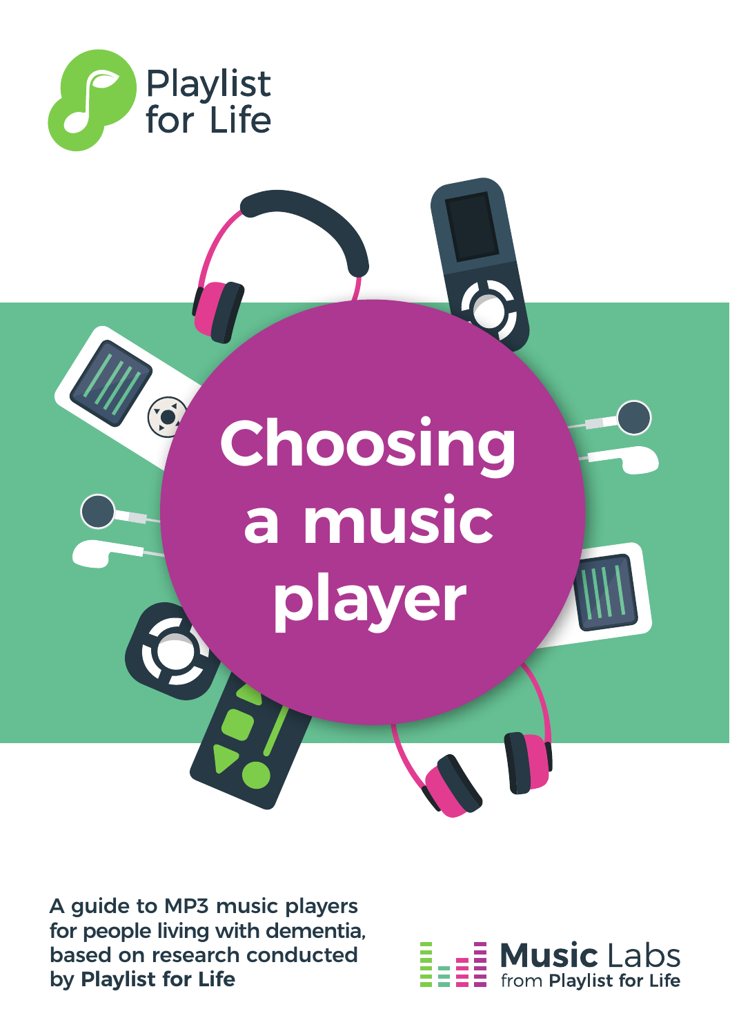Playlist for Life

# Choosing a music player

A guide to MP3 music players for people living with dementia, based on research conducted by **Playlist for Life**

**Music** Labs from **Playlist for Life**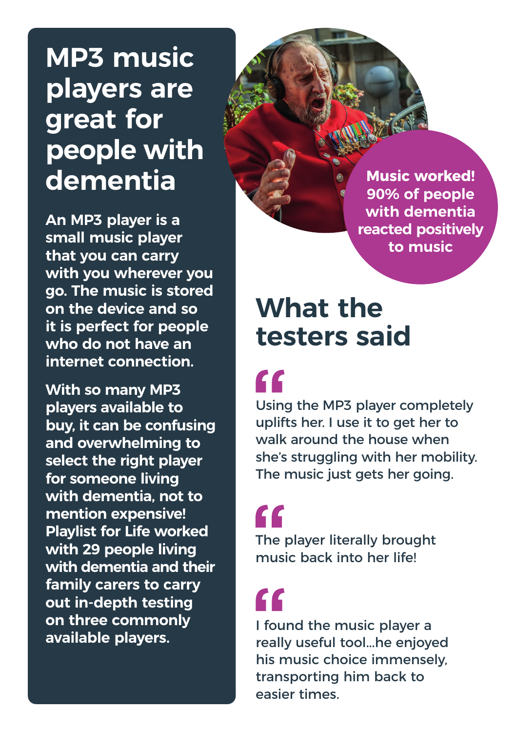# MP3 music players are great for people with dementia

**An MP3 player is a small music player that you can carry with you wherever you go. The music is stored on the device and so it is perfect for people who do not have an internet connection.**

**With so many MP3 players available to buy, it can be confusing and overwhelming to select the right player for someone living with dementia, not to mention expensive! Playlist for Life worked with 29 people living with dementia and their family carers to carry out in-depth testing on three commonly available players.**

**Music worked! 90% of people with dementia reacted positively to music**

## What the testers said

> Using the MP3 player completely uplifts her. I use it to get her to walk around the house when she's struggling with her mobility. The music just gets her going.

> The player literally brought music back into her life!

> I found the music player a really useful tool...he enjoyed his music choice immensely, transporting him back to easier times.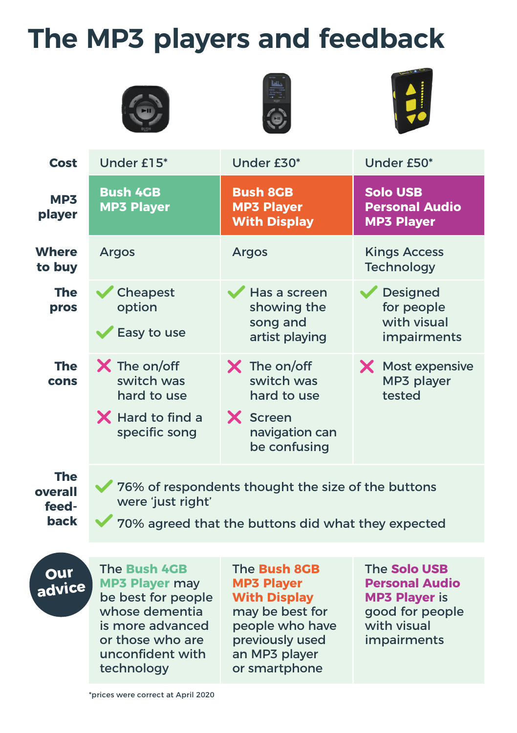# The MP3 players and feedback

| | | | |
|---|---|---|---|
| **Cost** | Under £15* | Under £30* | Under £50* |
| **MP3 player** | **Bush 4GB MP3 Player** | **Bush 8GB MP3 Player With Display** | **Solo USB Personal Audio MP3 Player** |
| **Where to buy** | Argos | Argos | Kings Access Technology |
| **The pros** | ✓ Cheapest option<br>✓ Easy to use | ✓ Has a screen showing the song and artist playing | ✓ Designed for people with visual impairments |
| **The cons** | ✗ The on/off switch was hard to use<br>✗ Hard to find a specific song | ✗ The on/off switch was hard to use<br>✗ Screen navigation can be confusing | ✗ Most expensive MP3 player tested |
| **The overall feed-back** | ✓ 76% of respondents thought the size of the buttons were 'just right'<br>✓ 70% agreed that the buttons did what they expected | | |
| **Our advice** | The **Bush 4GB MP3 Player** may be best for people whose dementia is more advanced or those who are unconfident with technology | The **Bush 8GB MP3 Player With Display** may be best for people who have previously used an MP3 player or smartphone | The **Solo USB Personal Audio MP3 Player** is good for people with visual impairments |

*prices were correct at April 2020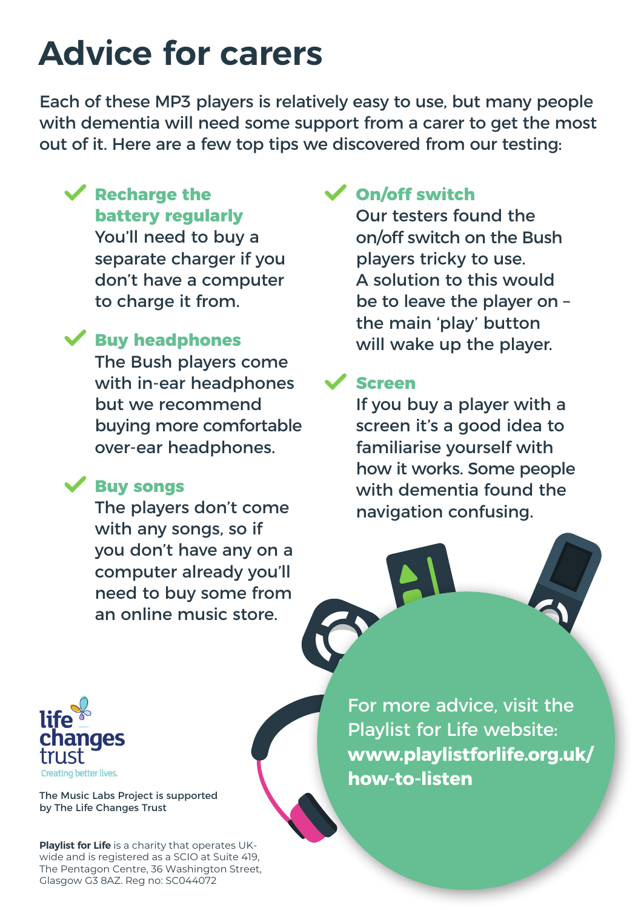# Advice for carers

Each of these MP3 players is relatively easy to use, but many people with dementia will need some support from a carer to get the most out of it. Here are a few top tips we discovered from our testing:

### Recharge the battery regularly

You'll need to buy a separate charger if you don't have a computer to charge it from.

### Buy headphones

The Bush players come with in-ear headphones but we recommend buying more comfortable over-ear headphones.

### Buy songs

The players don't come with any songs, so if you don't have any on a computer already you'll need to buy some from an online music store.

### On/off switch

Our testers found the on/off switch on the Bush players tricky to use. A solution to this would be to leave the player on – the main 'play' button will wake up the player.

### Screen

If you buy a player with a screen it's a good idea to familiarise yourself with how it works. Some people with dementia found the navigation confusing.

For more advice, visit the Playlist for Life website: **www.playlistforlife.org.uk/how-to-listen**

life changes trust
Creating better lives.

The Music Labs Project is supported by The Life Changes Trust

**Playlist for Life** is a charity that operates UK-wide and is registered as a SCIO at Suite 419, The Pentagon Centre, 36 Washington Street, Glasgow G3 8AZ. Reg no: SC044072